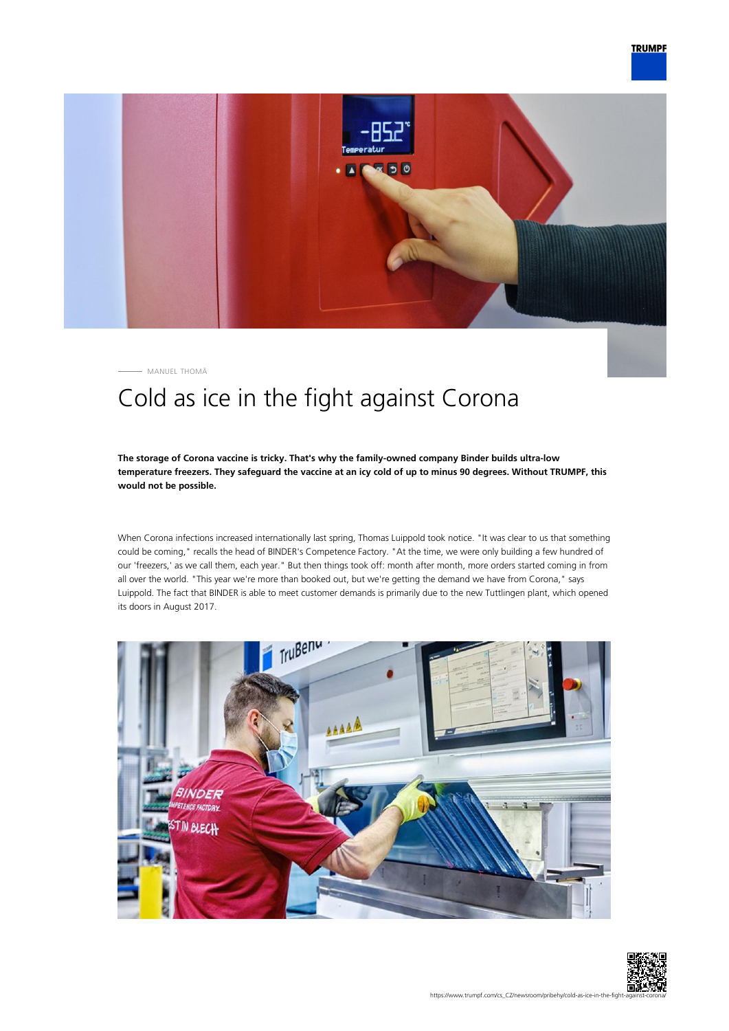MANUEL THOMÄ

# Cold as ice in the fight against Corona

**The storage of Corona vaccine is tricky. That's why the family-owned company Binder builds ultra-low temperature freezers. They safeguard the vaccine at an icy cold of up to minus 90 degrees. Without TRUMPF, this would not be possible.**

When Corona infections increased internationally last spring, Thomas Luippold took notice. "It was clear to us that something could be coming," recalls the head of BINDER's Competence Factory. "At the time, we were only building a few hundred of our 'freezers,' as we call them, each year." But then things took off: month after month, more orders started coming in from all over the world. "This year we're more than booked out, but we're getting the demand we have from Corona," says Luippold. The fact that BINDER is able to meet customer demands is primarily due to the new Tuttlingen plant, which opened its doors in August 2017.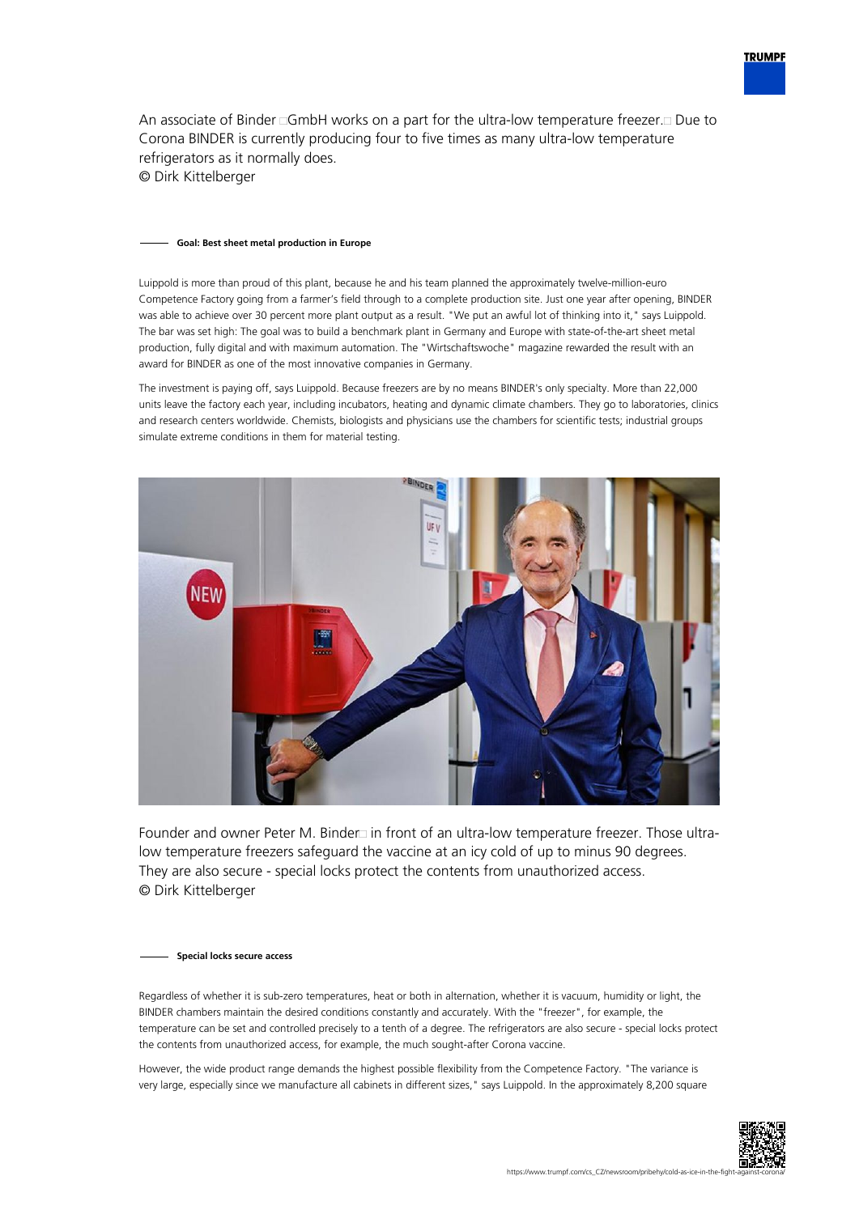An associate of Binder GmbH works on a part for the ultra-low temperature freezer. Due to Corona BINDER is currently producing four to five times as many ultra-low temperature refrigerators as it normally does.
© Dirk Kittelberger

### Goal: Best sheet metal production in Europe

Luippold is more than proud of this plant, because he and his team planned the approximately twelve-million-euro Competence Factory going from a farmer's field through to a complete production site. Just one year after opening, BINDER was able to achieve over 30 percent more plant output as a result. "We put an awful lot of thinking into it," says Luippold. The bar was set high: The goal was to build a benchmark plant in Germany and Europe with state-of-the-art sheet metal production, fully digital and with maximum automation. The "Wirtschaftswoche" magazine rewarded the result with an award for BINDER as one of the most innovative companies in Germany.

The investment is paying off, says Luippold. Because freezers are by no means BINDER's only specialty. More than 22,000 units leave the factory each year, including incubators, heating and dynamic climate chambers. They go to laboratories, clinics and research centers worldwide. Chemists, biologists and physicians use the chambers for scientific tests; industrial groups simulate extreme conditions in them for material testing.

Founder and owner Peter M. Binder in front of an ultra-low temperature freezer. Those ultra-low temperature freezers safeguard the vaccine at an icy cold of up to minus 90 degrees. They are also secure - special locks protect the contents from unauthorized access.
© Dirk Kittelberger

### Special locks secure access

Regardless of whether it is sub-zero temperatures, heat or both in alternation, whether it is vacuum, humidity or light, the BINDER chambers maintain the desired conditions constantly and accurately. With the "freezer", for example, the temperature can be set and controlled precisely to a tenth of a degree. The refrigerators are also secure - special locks protect the contents from unauthorized access, for example, the much sought-after Corona vaccine.

However, the wide product range demands the highest possible flexibility from the Competence Factory. "The variance is very large, especially since we manufacture all cabinets in different sizes," says Luippold. In the approximately 8,200 square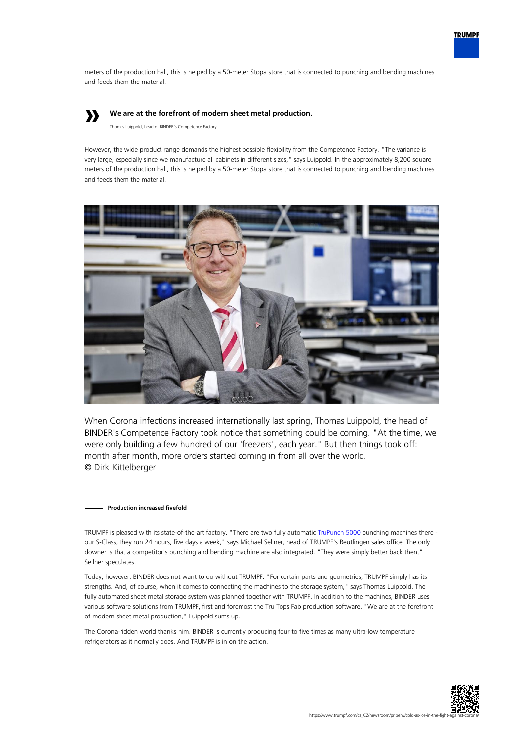meters of the production hall, this is helped by a 50-meter Stopa store that is connected to punching and bending machines and feeds them the material.

> **We are at the forefront of modern sheet metal production.**
>
> Thomas Luippold, head of BINDER's Competence Factory

However, the wide product range demands the highest possible flexibility from the Competence Factory. "The variance is very large, especially since we manufacture all cabinets in different sizes," says Luippold. In the approximately 8,200 square meters of the production hall, this is helped by a 50-meter Stopa store that is connected to punching and bending machines and feeds them the material.

When Corona infections increased internationally last spring, Thomas Luippold, the head of BINDER's Competence Factory took notice that something could be coming. "At the time, we were only building a few hundred of our 'freezers', each year." But then things took off: month after month, more orders started coming in from all over the world.
© Dirk Kittelberger

#### Production increased fivefold

TRUMPF is pleased with its state-of-the-art factory. "There are two fully automatic TruPunch 5000 punching machines there - our S-Class, they run 24 hours, five days a week," says Michael Sellner, head of TRUMPF's Reutlingen sales office. The only downer is that a competitor's punching and bending machine are also integrated. "They were simply better back then," Sellner speculates.

Today, however, BINDER does not want to do without TRUMPF. "For certain parts and geometries, TRUMPF simply has its strengths. And, of course, when it comes to connecting the machines to the storage system," says Thomas Luippold. The fully automated sheet metal storage system was planned together with TRUMPF. In addition to the machines, BINDER uses various software solutions from TRUMPF, first and foremost the Tru Tops Fab production software. "We are at the forefront of modern sheet metal production," Luippold sums up.

The Corona-ridden world thanks him. BINDER is currently producing four to five times as many ultra-low temperature refrigerators as it normally does. And TRUMPF is in on the action.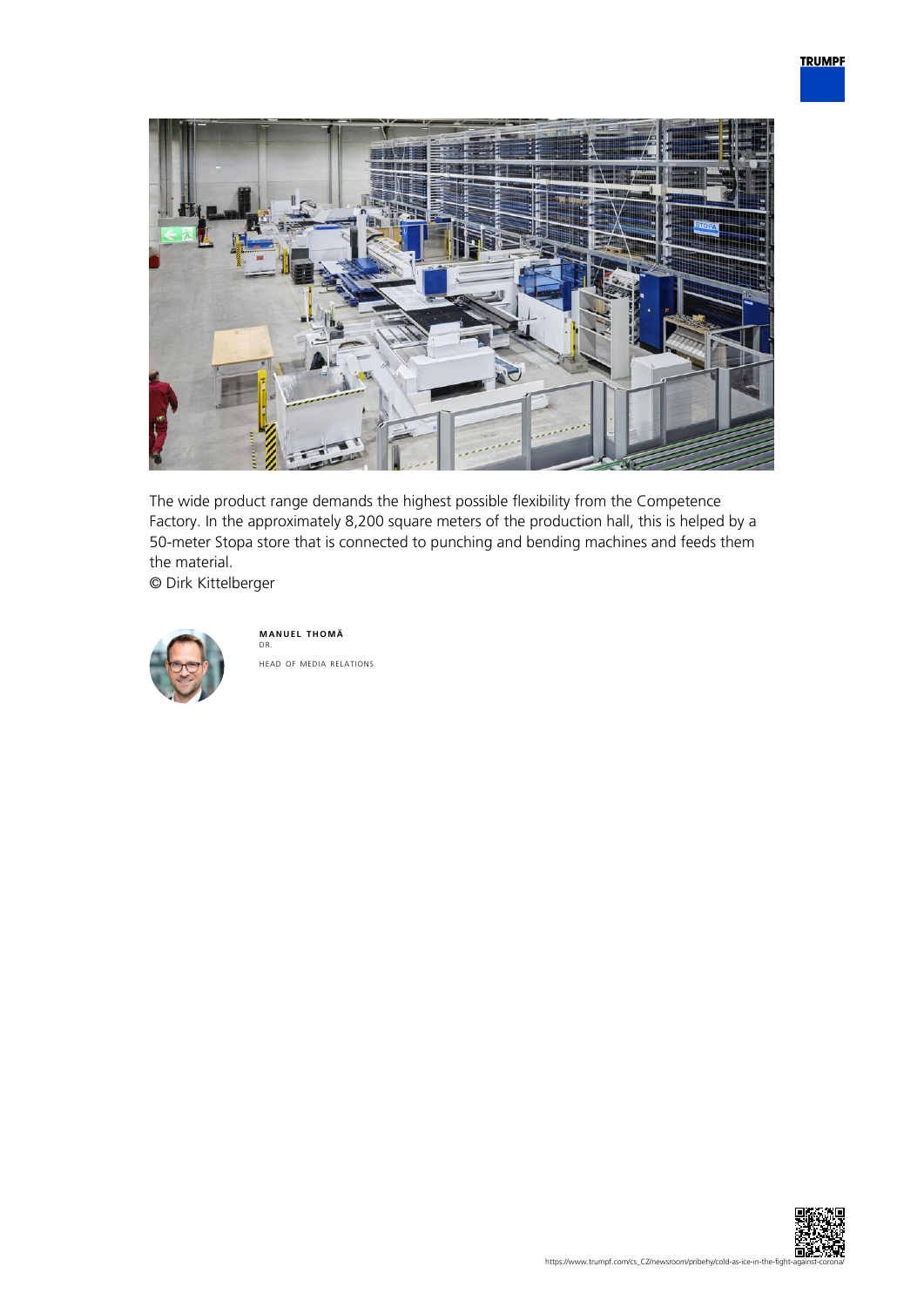The wide product range demands the highest possible flexibility from the Competence Factory. In the approximately 8,200 square meters of the production hall, this is helped by a 50-meter Stopa store that is connected to punching and bending machines and feeds them the material.
© Dirk Kittelberger

**MANUEL THOMÄ**
DR.
HEAD OF MEDIA RELATIONS